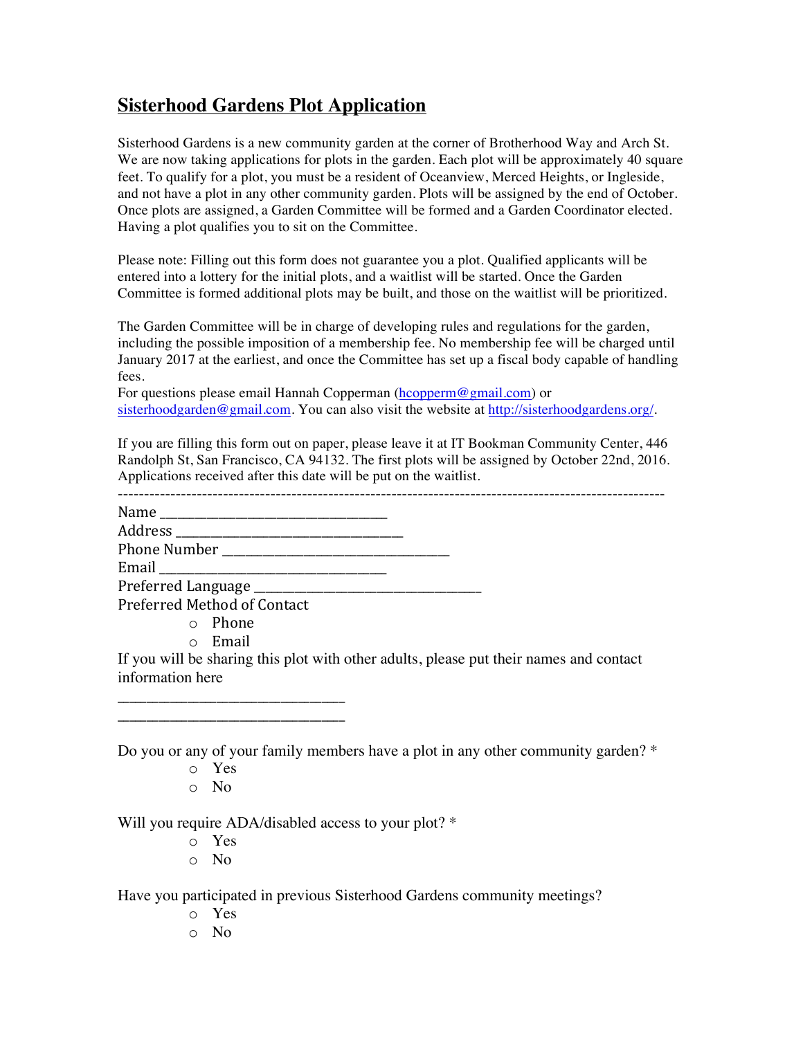# Sisterhood Gardens Plot Application

Sisterhood Gardens is a new community garden at the corner of Brotherhood Way and Arch St. We are now taking applications for plots in the garden. Each plot will be approximately 40 square feet. To qualify for a plot, you must be a resident of Oceanview, Merced Heights, or Ingleside, and not have a plot in any other community garden. Plots will be assigned by the end of October. Once plots are assigned, a Garden Committee will be formed and a Garden Coordinator elected. Having a plot qualifies you to sit on the Committee.

Please note: Filling out this form does not guarantee you a plot. Qualified applicants will be entered into a lottery for the initial plots, and a waitlist will be started. Once the Garden Committee is formed additional plots may be built, and those on the waitlist will be prioritized.

The Garden Committee will be in charge of developing rules and regulations for the garden, including the possible imposition of a membership fee. No membership fee will be charged until January 2017 at the earliest, and once the Committee has set up a fiscal body capable of handling fees.
For questions please email Hannah Copperman (hcopperm@gmail.com) or sisterhoodgarden@gmail.com. You can also visit the website at http://sisterhoodgardens.org/.

If you are filling this form out on paper, please leave it at IT Bookman Community Center, 446 Randolph St, San Francisco, CA 94132. The first plots will be assigned by October 22nd, 2016. Applications received after this date will be put on the waitlist.

---

Name ______________________________
Address ______________________________
Phone Number ______________________________
Email ______________________________
Preferred Language ______________________________
Preferred Method of Contact

- o Phone
- o Email

If you will be sharing this plot with other adults, please put their names and contact information here

______________________________
______________________________

Do you or any of your family members have a plot in any other community garden? *

- o Yes
- o No

Will you require ADA/disabled access to your plot? *

- o Yes
- o No

Have you participated in previous Sisterhood Gardens community meetings?

- o Yes
- o No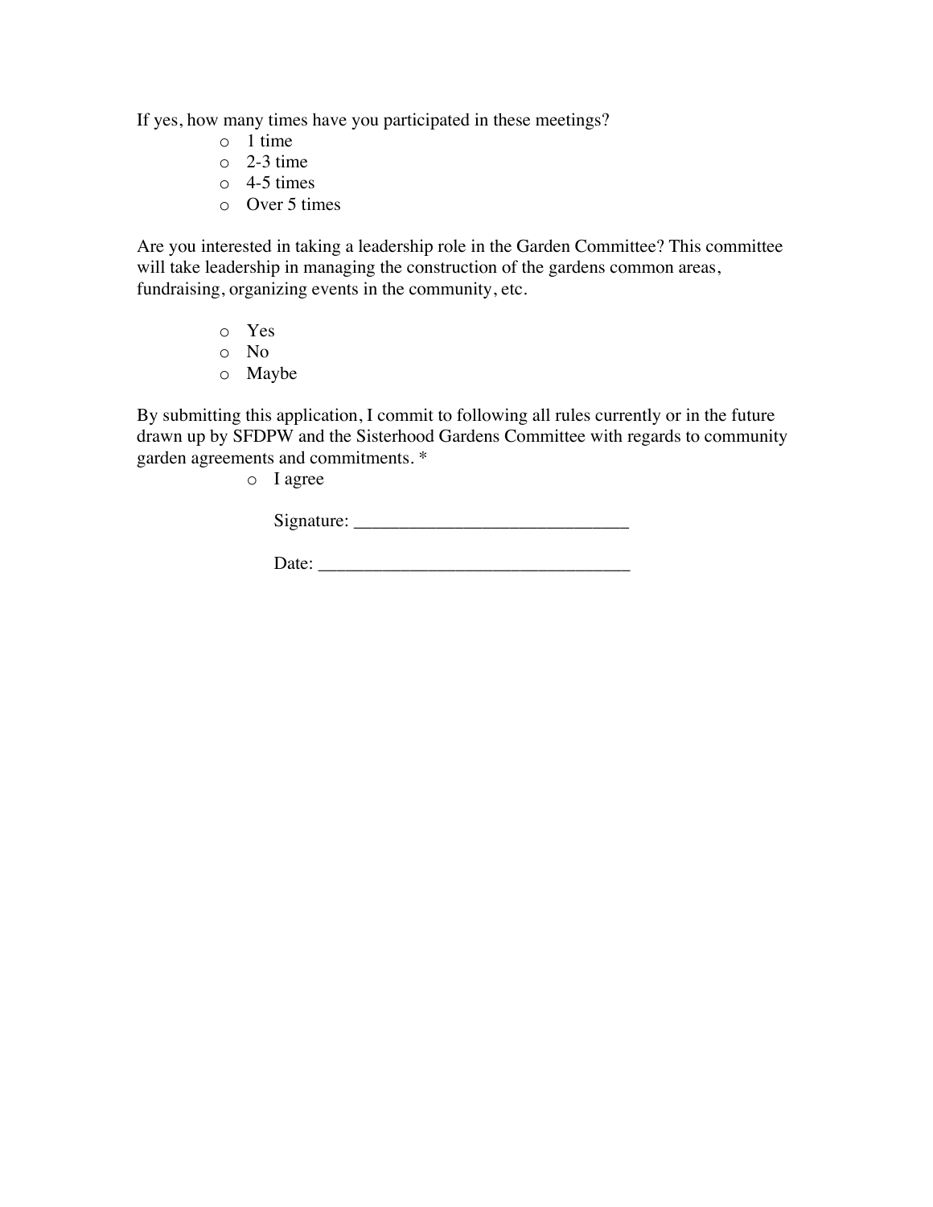If yes, how many times have you participated in these meetings?

- o 1 time
- o 2-3 time
- o 4-5 times
- o Over 5 times

Are you interested in taking a leadership role in the Garden Committee? This committee will take leadership in managing the construction of the gardens common areas, fundraising, organizing events in the community, etc.

- o Yes
- o No
- o Maybe

By submitting this application, I commit to following all rules currently or in the future drawn up by SFDPW and the Sisterhood Gardens Committee with regards to community garden agreements and commitments. *

- o I agree

  Signature: ______________________________

  Date: __________________________________